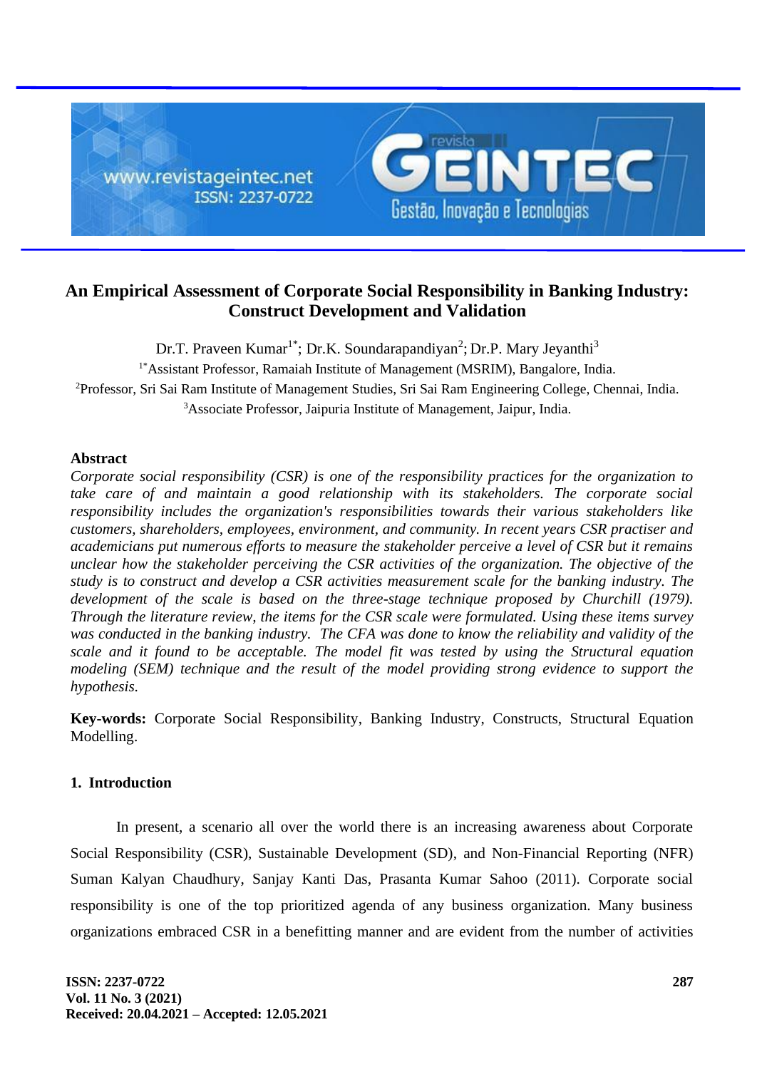# An Empirical Assessment of Corporate Social Responsibility in Banking Industry: Construct Development and Validation

Dr.T. Praveen Kumar[1*]; Dr.K. Soundarapandiyan[2]; Dr.P. Mary Jeyanthi[3]

[1*]Assistant Professor, Ramaiah Institute of Management (MSRIM), Bangalore, India.
[2]Professor, Sri Sai Ram Institute of Management Studies, Sri Sai Ram Engineering College, Chennai, India.
[3]Associate Professor, Jaipuria Institute of Management, Jaipur, India.

### Abstract

*Corporate social responsibility (CSR) is one of the responsibility practices for the organization to take care of and maintain a good relationship with its stakeholders. The corporate social responsibility includes the organization's responsibilities towards their various stakeholders like customers, shareholders, employees, environment, and community. In recent years CSR practiser and academicians put numerous efforts to measure the stakeholder perceive a level of CSR but it remains unclear how the stakeholder perceiving the CSR activities of the organization. The objective of the study is to construct and develop a CSR activities measurement scale for the banking industry. The development of the scale is based on the three-stage technique proposed by Churchill (1979). Through the literature review, the items for the CSR scale were formulated. Using these items survey was conducted in the banking industry. The CFA was done to know the reliability and validity of the scale and it found to be acceptable. The model fit was tested by using the Structural equation modeling (SEM) technique and the result of the model providing strong evidence to support the hypothesis.*

**Key-words:** Corporate Social Responsibility, Banking Industry, Constructs, Structural Equation Modelling.

## 1. Introduction

In present, a scenario all over the world there is an increasing awareness about Corporate Social Responsibility (CSR), Sustainable Development (SD), and Non-Financial Reporting (NFR) Suman Kalyan Chaudhury, Sanjay Kanti Das, Prasanta Kumar Sahoo (2011). Corporate social responsibility is one of the top prioritized agenda of any business organization. Many business organizations embraced CSR in a benefitting manner and are evident from the number of activities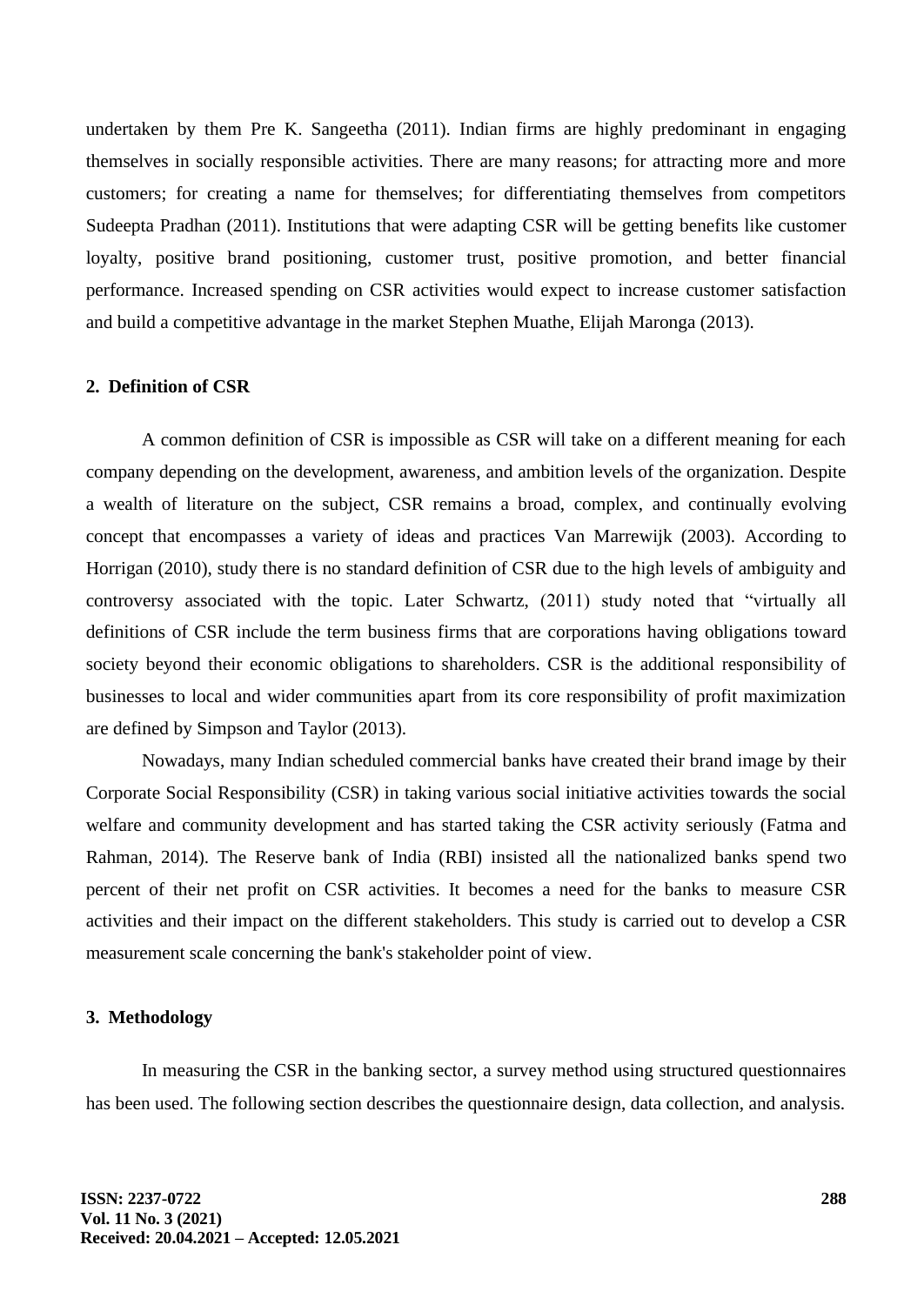undertaken by them Pre K. Sangeetha (2011). Indian firms are highly predominant in engaging themselves in socially responsible activities. There are many reasons; for attracting more and more customers; for creating a name for themselves; for differentiating themselves from competitors Sudeepta Pradhan (2011). Institutions that were adapting CSR will be getting benefits like customer loyalty, positive brand positioning, customer trust, positive promotion, and better financial performance. Increased spending on CSR activities would expect to increase customer satisfaction and build a competitive advantage in the market Stephen Muathe, Elijah Maronga (2013).

## 2. Definition of CSR

A common definition of CSR is impossible as CSR will take on a different meaning for each company depending on the development, awareness, and ambition levels of the organization. Despite a wealth of literature on the subject, CSR remains a broad, complex, and continually evolving concept that encompasses a variety of ideas and practices Van Marrewijk (2003). According to Horrigan (2010), study there is no standard definition of CSR due to the high levels of ambiguity and controversy associated with the topic. Later Schwartz, (2011) study noted that "virtually all definitions of CSR include the term business firms that are corporations having obligations toward society beyond their economic obligations to shareholders. CSR is the additional responsibility of businesses to local and wider communities apart from its core responsibility of profit maximization are defined by Simpson and Taylor (2013).

Nowadays, many Indian scheduled commercial banks have created their brand image by their Corporate Social Responsibility (CSR) in taking various social initiative activities towards the social welfare and community development and has started taking the CSR activity seriously (Fatma and Rahman, 2014). The Reserve bank of India (RBI) insisted all the nationalized banks spend two percent of their net profit on CSR activities. It becomes a need for the banks to measure CSR activities and their impact on the different stakeholders. This study is carried out to develop a CSR measurement scale concerning the bank's stakeholder point of view.

## 3. Methodology

In measuring the CSR in the banking sector, a survey method using structured questionnaires has been used. The following section describes the questionnaire design, data collection, and analysis.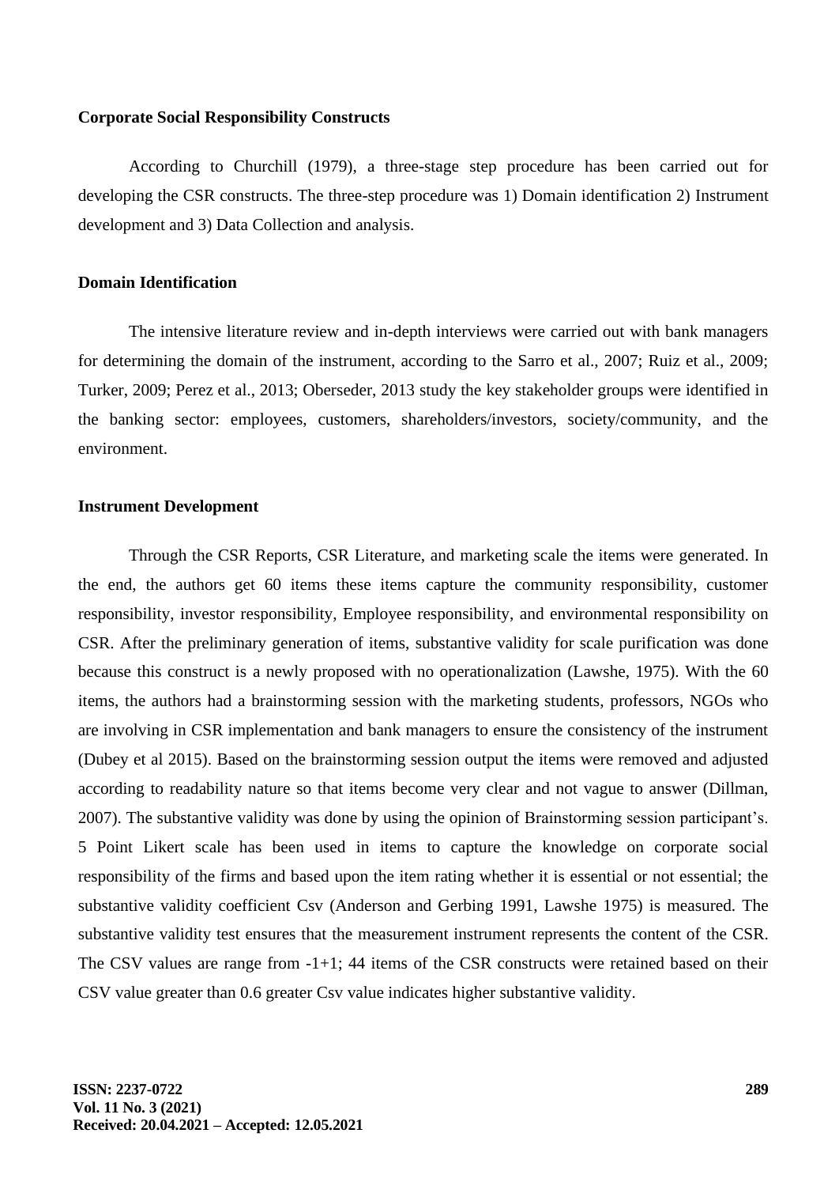**Corporate Social Responsibility Constructs**

According to Churchill (1979), a three-stage step procedure has been carried out for developing the CSR constructs. The three-step procedure was 1) Domain identification 2) Instrument development and 3) Data Collection and analysis.

**Domain Identification**

The intensive literature review and in-depth interviews were carried out with bank managers for determining the domain of the instrument, according to the Sarro et al., 2007; Ruiz et al., 2009; Turker, 2009; Perez et al., 2013; Oberseder, 2013 study the key stakeholder groups were identified in the banking sector: employees, customers, shareholders/investors, society/community, and the environment.

**Instrument Development**

Through the CSR Reports, CSR Literature, and marketing scale the items were generated. In the end, the authors get 60 items these items capture the community responsibility, customer responsibility, investor responsibility, Employee responsibility, and environmental responsibility on CSR. After the preliminary generation of items, substantive validity for scale purification was done because this construct is a newly proposed with no operationalization (Lawshe, 1975). With the 60 items, the authors had a brainstorming session with the marketing students, professors, NGOs who are involving in CSR implementation and bank managers to ensure the consistency of the instrument (Dubey et al 2015). Based on the brainstorming session output the items were removed and adjusted according to readability nature so that items become very clear and not vague to answer (Dillman, 2007). The substantive validity was done by using the opinion of Brainstorming session participant's. 5 Point Likert scale has been used in items to capture the knowledge on corporate social responsibility of the firms and based upon the item rating whether it is essential or not essential; the substantive validity coefficient Csv (Anderson and Gerbing 1991, Lawshe 1975) is measured. The substantive validity test ensures that the measurement instrument represents the content of the CSR. The CSV values are range from -1+1; 44 items of the CSR constructs were retained based on their CSV value greater than 0.6 greater Csv value indicates higher substantive validity.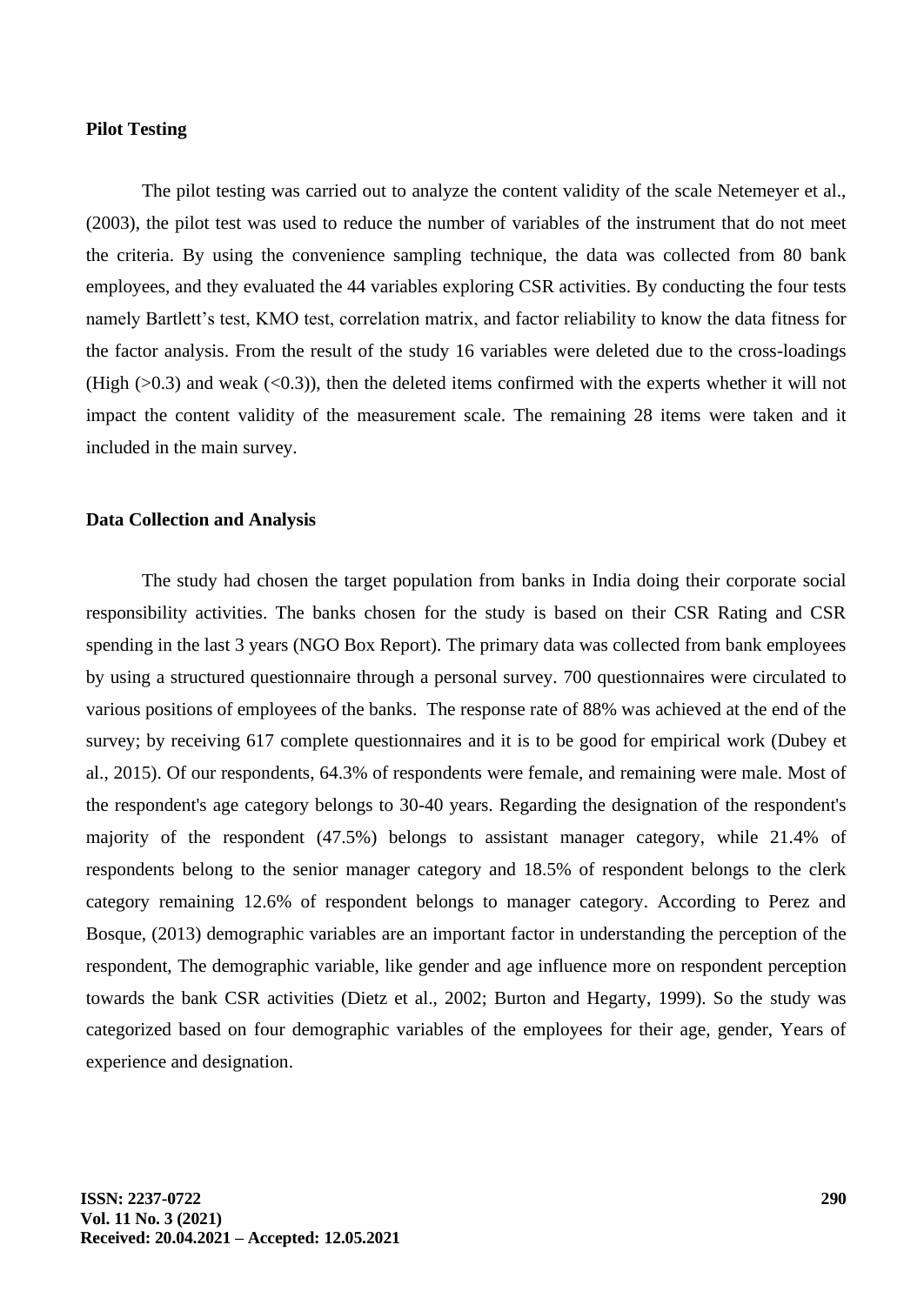**Pilot Testing**

The pilot testing was carried out to analyze the content validity of the scale Netemeyer et al., (2003), the pilot test was used to reduce the number of variables of the instrument that do not meet the criteria. By using the convenience sampling technique, the data was collected from 80 bank employees, and they evaluated the 44 variables exploring CSR activities. By conducting the four tests namely Bartlett's test, KMO test, correlation matrix, and factor reliability to know the data fitness for the factor analysis. From the result of the study 16 variables were deleted due to the cross-loadings (High (>0.3) and weak (<0.3)), then the deleted items confirmed with the experts whether it will not impact the content validity of the measurement scale. The remaining 28 items were taken and it included in the main survey.

**Data Collection and Analysis**

The study had chosen the target population from banks in India doing their corporate social responsibility activities. The banks chosen for the study is based on their CSR Rating and CSR spending in the last 3 years (NGO Box Report). The primary data was collected from bank employees by using a structured questionnaire through a personal survey. 700 questionnaires were circulated to various positions of employees of the banks. The response rate of 88% was achieved at the end of the survey; by receiving 617 complete questionnaires and it is to be good for empirical work (Dubey et al., 2015). Of our respondents, 64.3% of respondents were female, and remaining were male. Most of the respondent's age category belongs to 30-40 years. Regarding the designation of the respondent's majority of the respondent (47.5%) belongs to assistant manager category, while 21.4% of respondents belong to the senior manager category and 18.5% of respondent belongs to the clerk category remaining 12.6% of respondent belongs to manager category. According to Perez and Bosque, (2013) demographic variables are an important factor in understanding the perception of the respondent, The demographic variable, like gender and age influence more on respondent perception towards the bank CSR activities (Dietz et al., 2002; Burton and Hegarty, 1999). So the study was categorized based on four demographic variables of the employees for their age, gender, Years of experience and designation.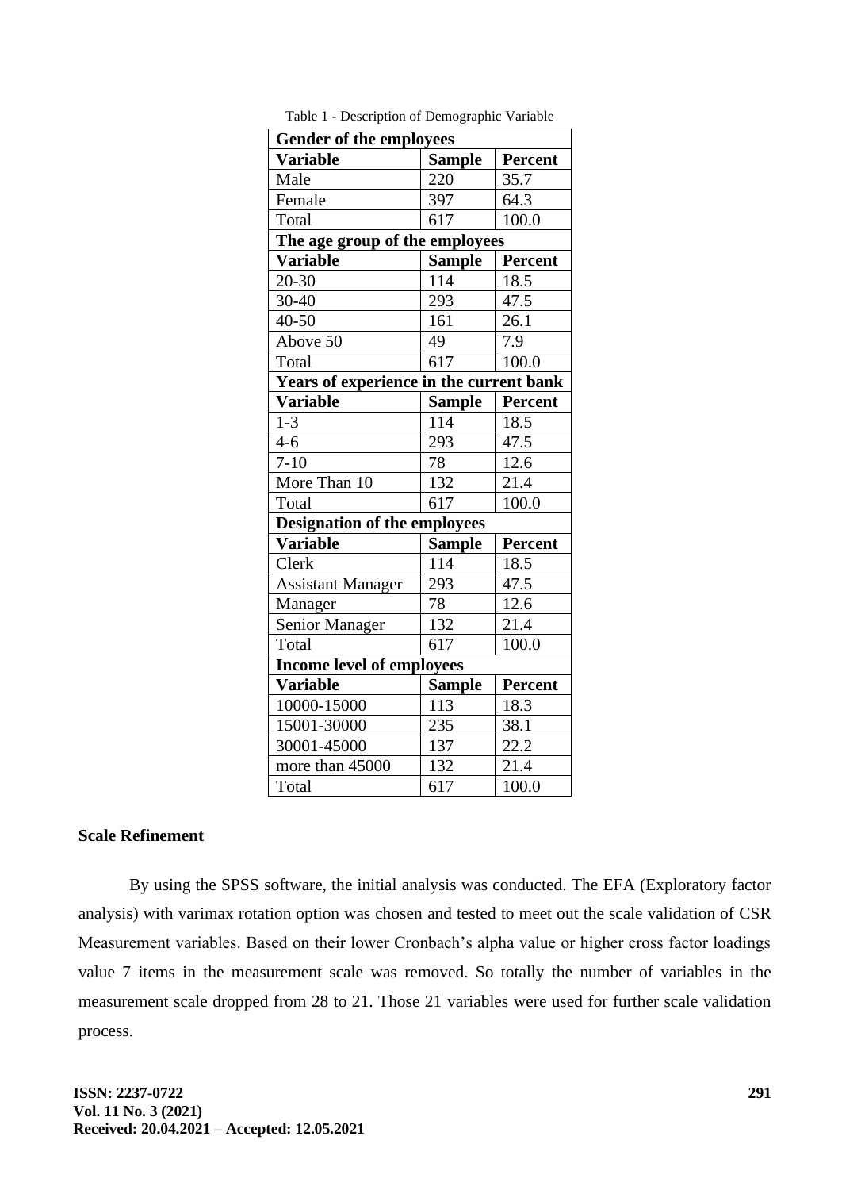Table 1 - Description of Demographic Variable

| Gender of the employees | | |
|---|---|---|
| **Variable** | **Sample** | **Percent** |
| Male | 220 | 35.7 |
| Female | 397 | 64.3 |
| Total | 617 | 100.0 |
| **The age group of the employees** | | |
| **Variable** | **Sample** | **Percent** |
| 20-30 | 114 | 18.5 |
| 30-40 | 293 | 47.5 |
| 40-50 | 161 | 26.1 |
| Above 50 | 49 | 7.9 |
| Total | 617 | 100.0 |
| **Years of experience in the current bank** | | |
| **Variable** | **Sample** | **Percent** |
| 1-3 | 114 | 18.5 |
| 4-6 | 293 | 47.5 |
| 7-10 | 78 | 12.6 |
| More Than 10 | 132 | 21.4 |
| Total | 617 | 100.0 |
| **Designation of the employees** | | |
| **Variable** | **Sample** | **Percent** |
| Clerk | 114 | 18.5 |
| Assistant Manager | 293 | 47.5 |
| Manager | 78 | 12.6 |
| Senior Manager | 132 | 21.4 |
| Total | 617 | 100.0 |
| **Income level of employees** | | |
| **Variable** | **Sample** | **Percent** |
| 10000-15000 | 113 | 18.3 |
| 15001-30000 | 235 | 38.1 |
| 30001-45000 | 137 | 22.2 |
| more than 45000 | 132 | 21.4 |
| Total | 617 | 100.0 |

**Scale Refinement**

By using the SPSS software, the initial analysis was conducted. The EFA (Exploratory factor analysis) with varimax rotation option was chosen and tested to meet out the scale validation of CSR Measurement variables. Based on their lower Cronbach's alpha value or higher cross factor loadings value 7 items in the measurement scale was removed. So totally the number of variables in the measurement scale dropped from 28 to 21. Those 21 variables were used for further scale validation process.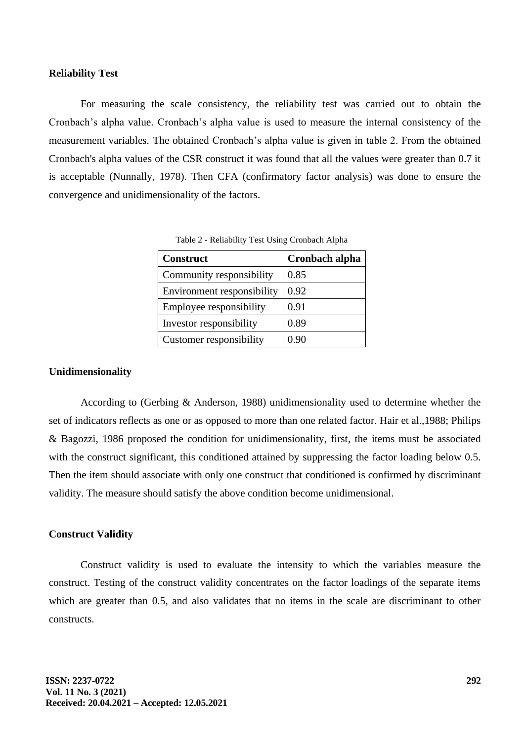**Reliability Test**

For measuring the scale consistency, the reliability test was carried out to obtain the Cronbach's alpha value. Cronbach's alpha value is used to measure the internal consistency of the measurement variables. The obtained Cronbach's alpha value is given in table 2. From the obtained Cronbach's alpha values of the CSR construct it was found that all the values were greater than 0.7 it is acceptable (Nunnally, 1978). Then CFA (confirmatory factor analysis) was done to ensure the convergence and unidimensionality of the factors.

Table 2 - Reliability Test Using Cronbach Alpha

| **Construct** | **Cronbach alpha** |
|---|---|
| Community responsibility | 0.85 |
| Environment responsibility | 0.92 |
| Employee responsibility | 0.91 |
| Investor responsibility | 0.89 |
| Customer responsibility | 0.90 |

**Unidimensionality**

According to (Gerbing & Anderson, 1988) unidimensionality used to determine whether the set of indicators reflects as one or as opposed to more than one related factor. Hair et al.,1988; Philips & Bagozzi, 1986 proposed the condition for unidimensionality, first, the items must be associated with the construct significant, this conditioned attained by suppressing the factor loading below 0.5. Then the item should associate with only one construct that conditioned is confirmed by discriminant validity. The measure should satisfy the above condition become unidimensional.

**Construct Validity**

Construct validity is used to evaluate the intensity to which the variables measure the construct. Testing of the construct validity concentrates on the factor loadings of the separate items which are greater than 0.5, and also validates that no items in the scale are discriminant to other constructs.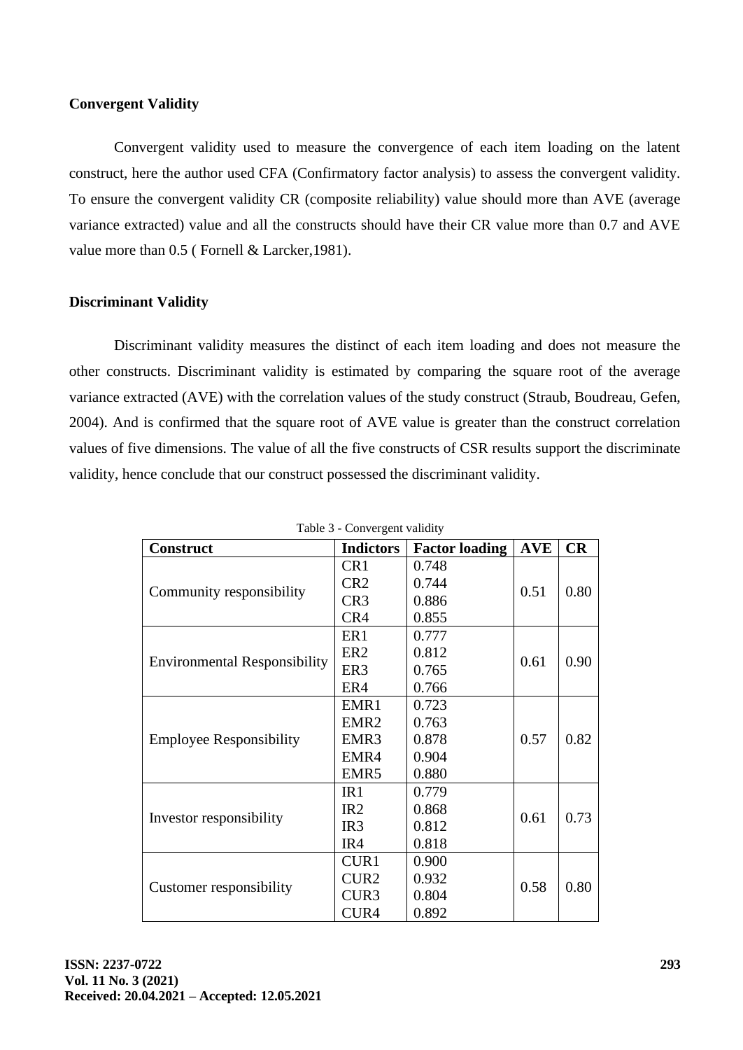### Convergent Validity

Convergent validity used to measure the convergence of each item loading on the latent construct, here the author used CFA (Confirmatory factor analysis) to assess the convergent validity. To ensure the convergent validity CR (composite reliability) value should more than AVE (average variance extracted) value and all the constructs should have their CR value more than 0.7 and AVE value more than 0.5 ( Fornell & Larcker,1981).

### Discriminant Validity

Discriminant validity measures the distinct of each item loading and does not measure the other constructs. Discriminant validity is estimated by comparing the square root of the average variance extracted (AVE) with the correlation values of the study construct (Straub, Boudreau, Gefen, 2004). And is confirmed that the square root of AVE value is greater than the construct correlation values of five dimensions. The value of all the five constructs of CSR results support the discriminate validity, hence conclude that our construct possessed the discriminant validity.

Table 3 - Convergent validity

| Construct | Indictors | Factor loading | AVE | CR |
|---|---|---|---|---|
| Community responsibility | CR1 | 0.748 | 0.51 | 0.80 |
| | CR2 | 0.744 | | |
| | CR3 | 0.886 | | |
| | CR4 | 0.855 | | |
| Environmental Responsibility | ER1 | 0.777 | 0.61 | 0.90 |
| | ER2 | 0.812 | | |
| | ER3 | 0.765 | | |
| | ER4 | 0.766 | | |
| Employee Responsibility | EMR1 | 0.723 | 0.57 | 0.82 |
| | EMR2 | 0.763 | | |
| | EMR3 | 0.878 | | |
| | EMR4 | 0.904 | | |
| | EMR5 | 0.880 | | |
| Investor responsibility | IR1 | 0.779 | 0.61 | 0.73 |
| | IR2 | 0.868 | | |
| | IR3 | 0.812 | | |
| | IR4 | 0.818 | | |
| Customer responsibility | CUR1 | 0.900 | 0.58 | 0.80 |
| | CUR2 | 0.932 | | |
| | CUR3 | 0.804 | | |
| | CUR4 | 0.892 | | |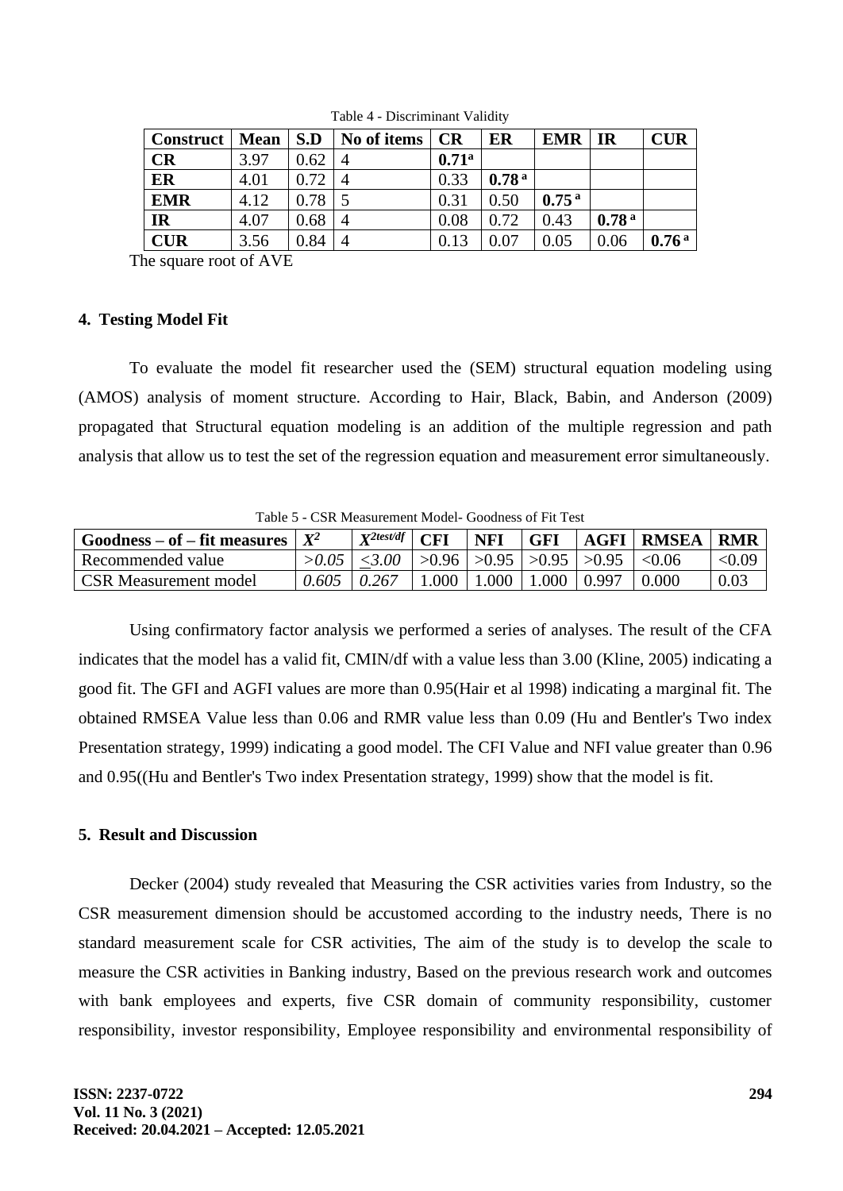Table 4 - Discriminant Validity

| Construct | Mean | S.D | No of items | CR | ER | EMR | IR | CUR |
|---|---|---|---|---|---|---|---|---|
| **CR** | 3.97 | 0.62 | 4 | **0.71**[a] | | | | |
| **ER** | 4.01 | 0.72 | 4 | 0.33 | **0.78** [a] | | | |
| **EMR** | 4.12 | 0.78 | 5 | 0.31 | 0.50 | **0.75** [a] | | |
| **IR** | 4.07 | 0.68 | 4 | 0.08 | 0.72 | 0.43 | **0.78** [a] | |
| **CUR** | 3.56 | 0.84 | 4 | 0.13 | 0.07 | 0.05 | 0.06 | **0.76** [a] |

The square root of AVE

### 4. Testing Model Fit

To evaluate the model fit researcher used the (SEM) structural equation modeling using (AMOS) analysis of moment structure. According to Hair, Black, Babin, and Anderson (2009) propagated that Structural equation modeling is an addition of the multiple regression and path analysis that allow us to test the set of the regression equation and measurement error simultaneously.

Table 5 - CSR Measurement Model- Goodness of Fit Test

| Goodness – of – fit measures | $X^2$ | $X^{2test/df}$ | CFI | NFI | GFI | AGFI | RMSEA | RMR |
|---|---|---|---|---|---|---|---|---|
| Recommended value | *>0.05* | *≤3.00* | >0.96 | >0.95 | >0.95 | >0.95 | <0.06 | <0.09 |
| CSR Measurement model | *0.605* | *0.267* | 1.000 | 1.000 | 1.000 | 0.997 | 0.000 | 0.03 |

Using confirmatory factor analysis we performed a series of analyses. The result of the CFA indicates that the model has a valid fit, CMIN/df with a value less than 3.00 (Kline, 2005) indicating a good fit. The GFI and AGFI values are more than 0.95(Hair et al 1998) indicating a marginal fit. The obtained RMSEA Value less than 0.06 and RMR value less than 0.09 (Hu and Bentler's Two index Presentation strategy, 1999) indicating a good model. The CFI Value and NFI value greater than 0.96 and 0.95((Hu and Bentler's Two index Presentation strategy, 1999) show that the model is fit.

### 5. Result and Discussion

Decker (2004) study revealed that Measuring the CSR activities varies from Industry, so the CSR measurement dimension should be accustomed according to the industry needs, There is no standard measurement scale for CSR activities, The aim of the study is to develop the scale to measure the CSR activities in Banking industry, Based on the previous research work and outcomes with bank employees and experts, five CSR domain of community responsibility, customer responsibility, investor responsibility, Employee responsibility and environmental responsibility of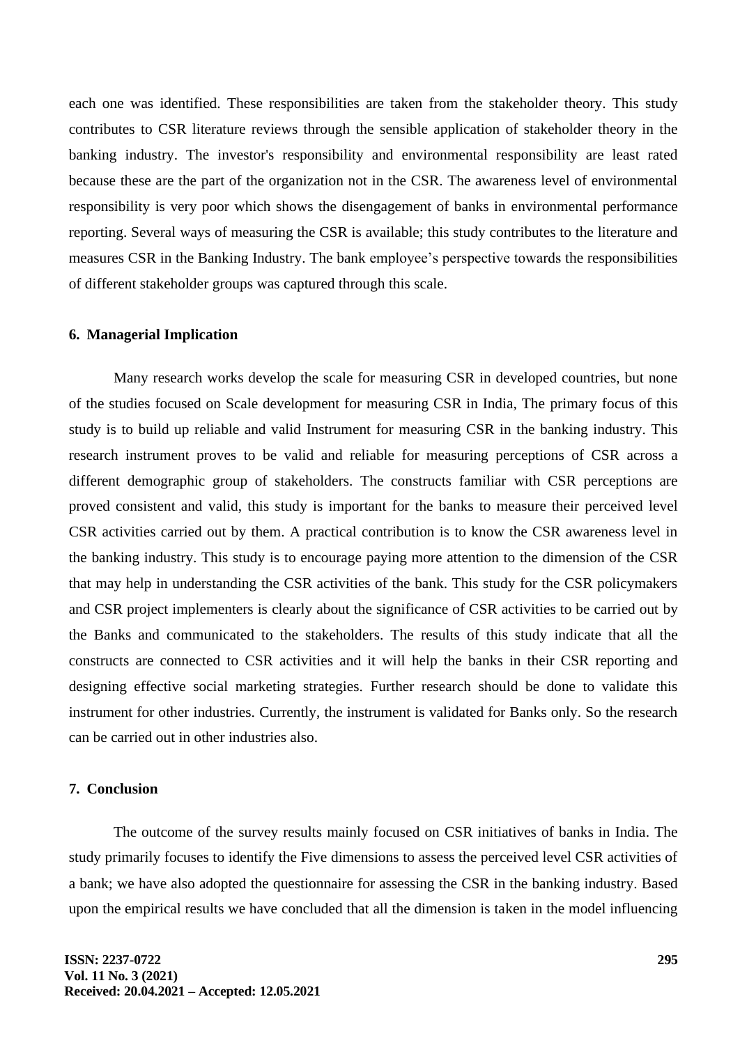each one was identified. These responsibilities are taken from the stakeholder theory. This study contributes to CSR literature reviews through the sensible application of stakeholder theory in the banking industry. The investor's responsibility and environmental responsibility are least rated because these are the part of the organization not in the CSR. The awareness level of environmental responsibility is very poor which shows the disengagement of banks in environmental performance reporting. Several ways of measuring the CSR is available; this study contributes to the literature and measures CSR in the Banking Industry. The bank employee's perspective towards the responsibilities of different stakeholder groups was captured through this scale.

## 6. Managerial Implication

Many research works develop the scale for measuring CSR in developed countries, but none of the studies focused on Scale development for measuring CSR in India, The primary focus of this study is to build up reliable and valid Instrument for measuring CSR in the banking industry. This research instrument proves to be valid and reliable for measuring perceptions of CSR across a different demographic group of stakeholders. The constructs familiar with CSR perceptions are proved consistent and valid, this study is important for the banks to measure their perceived level CSR activities carried out by them. A practical contribution is to know the CSR awareness level in the banking industry. This study is to encourage paying more attention to the dimension of the CSR that may help in understanding the CSR activities of the bank. This study for the CSR policymakers and CSR project implementers is clearly about the significance of CSR activities to be carried out by the Banks and communicated to the stakeholders. The results of this study indicate that all the constructs are connected to CSR activities and it will help the banks in their CSR reporting and designing effective social marketing strategies. Further research should be done to validate this instrument for other industries. Currently, the instrument is validated for Banks only. So the research can be carried out in other industries also.

## 7. Conclusion

The outcome of the survey results mainly focused on CSR initiatives of banks in India. The study primarily focuses to identify the Five dimensions to assess the perceived level CSR activities of a bank; we have also adopted the questionnaire for assessing the CSR in the banking industry. Based upon the empirical results we have concluded that all the dimension is taken in the model influencing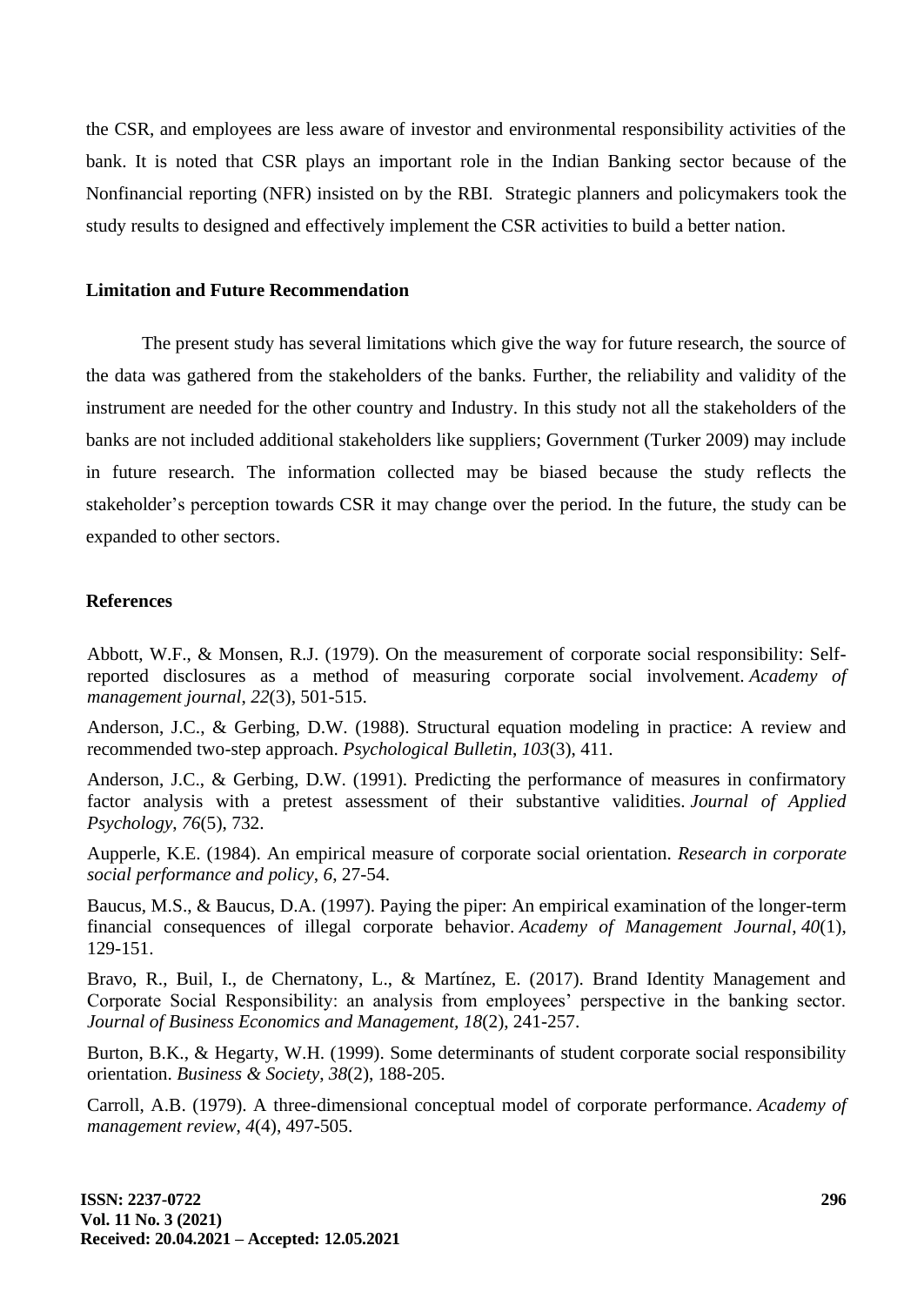the CSR, and employees are less aware of investor and environmental responsibility activities of the bank. It is noted that CSR plays an important role in the Indian Banking sector because of the Nonfinancial reporting (NFR) insisted on by the RBI. Strategic planners and policymakers took the study results to designed and effectively implement the CSR activities to build a better nation.

### Limitation and Future Recommendation

The present study has several limitations which give the way for future research, the source of the data was gathered from the stakeholders of the banks. Further, the reliability and validity of the instrument are needed for the other country and Industry. In this study not all the stakeholders of the banks are not included additional stakeholders like suppliers; Government (Turker 2009) may include in future research. The information collected may be biased because the study reflects the stakeholder's perception towards CSR it may change over the period. In the future, the study can be expanded to other sectors.

### References

Abbott, W.F., & Monsen, R.J. (1979). On the measurement of corporate social responsibility: Self-reported disclosures as a method of measuring corporate social involvement. *Academy of management journal*, *22*(3), 501-515.

Anderson, J.C., & Gerbing, D.W. (1988). Structural equation modeling in practice: A review and recommended two-step approach. *Psychological Bulletin*, *103*(3), 411.

Anderson, J.C., & Gerbing, D.W. (1991). Predicting the performance of measures in confirmatory factor analysis with a pretest assessment of their substantive validities. *Journal of Applied Psychology*, *76*(5), 732.

Aupperle, K.E. (1984). An empirical measure of corporate social orientation. *Research in corporate social performance and policy*, *6*, 27-54.

Baucus, M.S., & Baucus, D.A. (1997). Paying the piper: An empirical examination of the longer-term financial consequences of illegal corporate behavior. *Academy of Management Journal*, *40*(1), 129-151.

Bravo, R., Buil, I., de Chernatony, L., & Martínez, E. (2017). Brand Identity Management and Corporate Social Responsibility: an analysis from employees' perspective in the banking sector. *Journal of Business Economics and Management, 18*(2), 241-257.

Burton, B.K., & Hegarty, W.H. (1999). Some determinants of student corporate social responsibility orientation. *Business & Society*, *38*(2), 188-205.

Carroll, A.B. (1979). A three-dimensional conceptual model of corporate performance. *Academy of management review*, *4*(4), 497-505.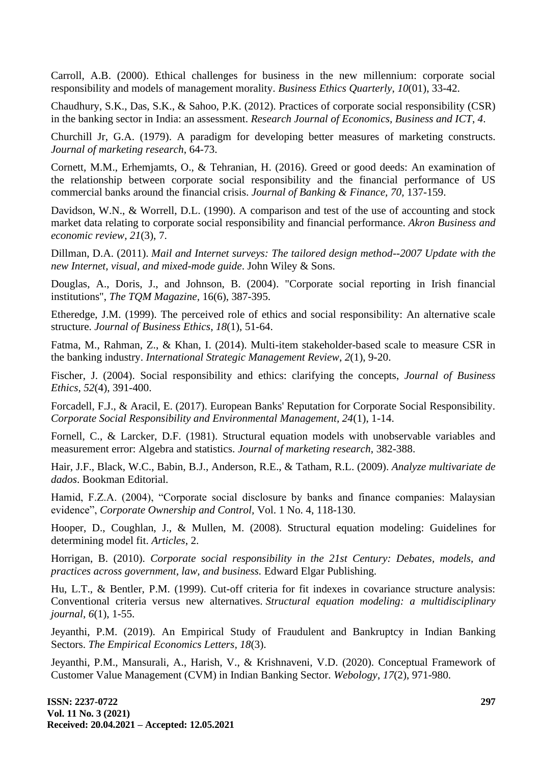Carroll, A.B. (2000). Ethical challenges for business in the new millennium: corporate social responsibility and models of management morality. *Business Ethics Quarterly*, *10*(01), 33-42.

Chaudhury, S.K., Das, S.K., & Sahoo, P.K. (2012). Practices of corporate social responsibility (CSR) in the banking sector in India: an assessment. *Research Journal of Economics, Business and ICT*, *4*.

Churchill Jr, G.A. (1979). A paradigm for developing better measures of marketing constructs. *Journal of marketing research*, 64-73.

Cornett, M.M., Erhemjamts, O., & Tehranian, H. (2016). Greed or good deeds: An examination of the relationship between corporate social responsibility and the financial performance of US commercial banks around the financial crisis. *Journal of Banking & Finance, 70,* 137-159.

Davidson, W.N., & Worrell, D.L. (1990). A comparison and test of the use of accounting and stock market data relating to corporate social responsibility and financial performance. *Akron Business and economic review*, *21*(3), 7.

Dillman, D.A. (2011). *Mail and Internet surveys: The tailored design method--2007 Update with the new Internet, visual, and mixed-mode guide*. John Wiley & Sons.

Douglas, A., Doris, J., and Johnson, B. (2004). "Corporate social reporting in Irish financial institutions", *The TQM Magazine*, 16(6), 387-395.

Etheredge, J.M. (1999). The perceived role of ethics and social responsibility: An alternative scale structure. *Journal of Business Ethics, 18*(1), 51-64.

Fatma, M., Rahman, Z., & Khan, I. (2014). Multi-item stakeholder-based scale to measure CSR in the banking industry. *International Strategic Management Review*, *2*(1), 9-20.

Fischer, J. (2004). Social responsibility and ethics: clarifying the concepts, *Journal of Business Ethics, 52*(4), 391-400.

Forcadell, F.J., & Aracil, E. (2017). European Banks' Reputation for Corporate Social Responsibility. *Corporate Social Responsibility and Environmental Management, 24*(1), 1-14.

Fornell, C., & Larcker, D.F. (1981). Structural equation models with unobservable variables and measurement error: Algebra and statistics. *Journal of marketing research*, 382-388.

Hair, J.F., Black, W.C., Babin, B.J., Anderson, R.E., & Tatham, R.L. (2009). *Analyze multivariate de dados*. Bookman Editorial.

Hamid, F.Z.A. (2004), "Corporate social disclosure by banks and finance companies: Malaysian evidence", *Corporate Ownership and Control,* Vol. 1 No. 4, 118-130.

Hooper, D., Coughlan, J., & Mullen, M. (2008). Structural equation modeling: Guidelines for determining model fit. *Articles*, 2.

Horrigan, B. (2010). *Corporate social responsibility in the 21st Century: Debates, models, and practices across government, law, and business.* Edward Elgar Publishing.

Hu, L.T., & Bentler, P.M. (1999). Cut-off criteria for fit indexes in covariance structure analysis: Conventional criteria versus new alternatives. *Structural equation modeling: a multidisciplinary journal*, *6*(1), 1-55.

Jeyanthi, P.M. (2019). An Empirical Study of Fraudulent and Bankruptcy in Indian Banking Sectors. *The Empirical Economics Letters, 18*(3).

Jeyanthi, P.M., Mansurali, A., Harish, V., & Krishnaveni, V.D. (2020). Conceptual Framework of Customer Value Management (CVM) in Indian Banking Sector. *Webology*, *17*(2), 971-980.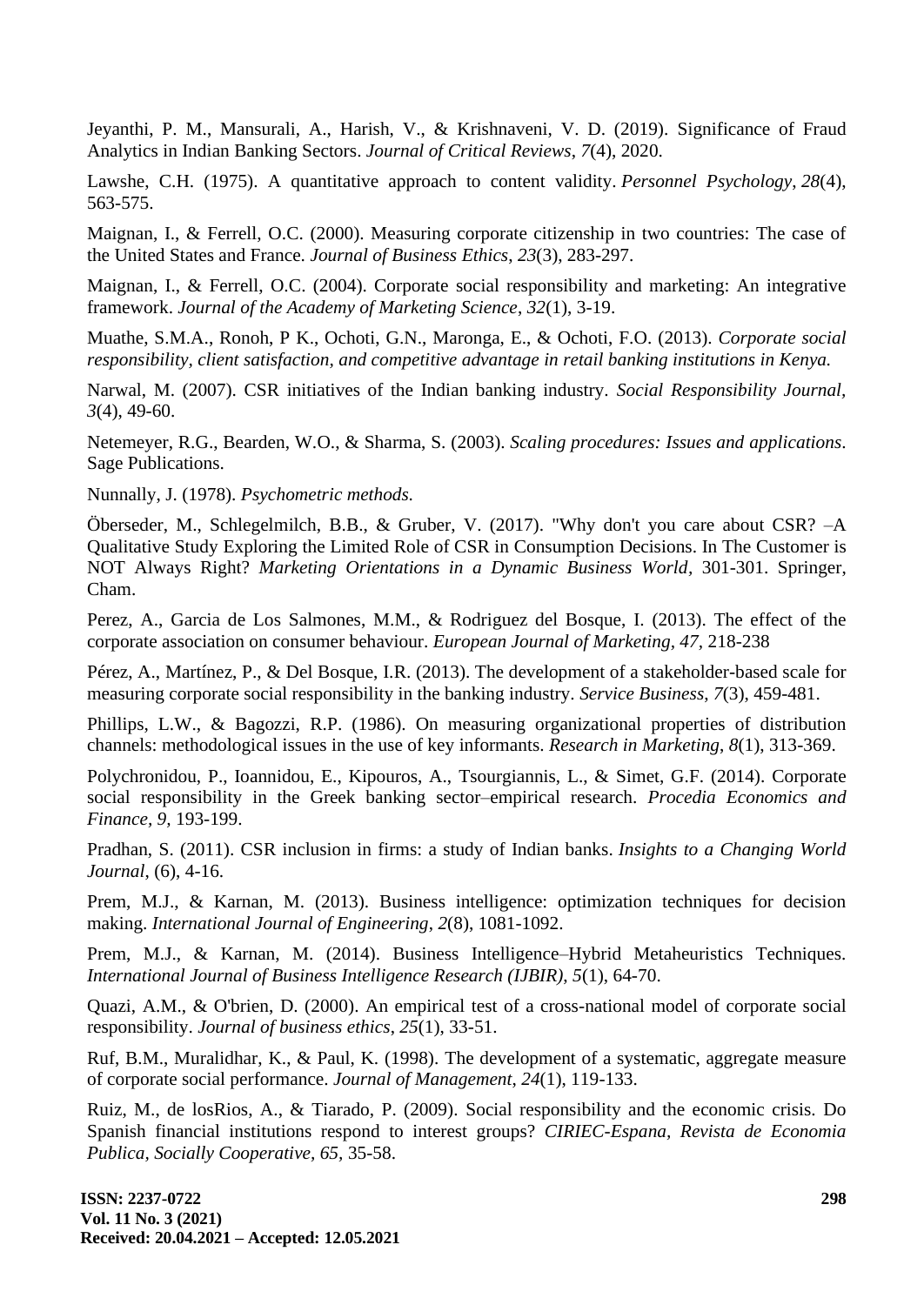Jeyanthi, P. M., Mansurali, A., Harish, V., & Krishnaveni, V. D. (2019). Significance of Fraud Analytics in Indian Banking Sectors. *Journal of Critical Reviews*, *7*(4), 2020.

Lawshe, C.H. (1975). A quantitative approach to content validity. *Personnel Psychology*, *28*(4), 563-575.

Maignan, I., & Ferrell, O.C. (2000). Measuring corporate citizenship in two countries: The case of the United States and France. *Journal of Business Ethics*, *23*(3), 283-297.

Maignan, I., & Ferrell, O.C. (2004). Corporate social responsibility and marketing: An integrative framework. *Journal of the Academy of Marketing Science*, *32*(1), 3-19.

Muathe, S.M.A., Ronoh, P K., Ochoti, G.N., Maronga, E., & Ochoti, F.O. (2013). *Corporate social responsibility, client satisfaction, and competitive advantage in retail banking institutions in Kenya.*

Narwal, M. (2007). CSR initiatives of the Indian banking industry. *Social Responsibility Journal, 3*(4), 49-60.

Netemeyer, R.G., Bearden, W.O., & Sharma, S. (2003). *Scaling procedures: Issues and applications*. Sage Publications.

Nunnally, J. (1978). *Psychometric methods.*

Öberseder, M., Schlegelmilch, B.B., & Gruber, V. (2017). "Why don't you care about CSR? –A Qualitative Study Exploring the Limited Role of CSR in Consumption Decisions. In The Customer is NOT Always Right? *Marketing Orientations in a Dynamic Business World*, 301-301. Springer, Cham.

Perez, A., Garcia de Los Salmones, M.M., & Rodriguez del Bosque, I. (2013). The effect of the corporate association on consumer behaviour. *European Journal of Marketing, 47,* 218-238

Pérez, A., Martínez, P., & Del Bosque, I.R. (2013). The development of a stakeholder-based scale for measuring corporate social responsibility in the banking industry. *Service Business, 7*(3), 459-481.

Phillips, L.W., & Bagozzi, R.P. (1986). On measuring organizational properties of distribution channels: methodological issues in the use of key informants. *Research in Marketing*, *8*(1), 313-369.

Polychronidou, P., Ioannidou, E., Kipouros, A., Tsourgiannis, L., & Simet, G.F. (2014). Corporate social responsibility in the Greek banking sector–empirical research. *Procedia Economics and Finance, 9,* 193-199.

Pradhan, S. (2011). CSR inclusion in firms: a study of Indian banks. *Insights to a Changing World Journal*, (6), 4-16.

Prem, M.J., & Karnan, M. (2013). Business intelligence: optimization techniques for decision making. *International Journal of Engineering*, *2*(8), 1081-1092.

Prem, M.J., & Karnan, M. (2014). Business Intelligence–Hybrid Metaheuristics Techniques. *International Journal of Business Intelligence Research (IJBIR)*, *5*(1), 64-70.

Quazi, A.M., & O'brien, D. (2000). An empirical test of a cross-national model of corporate social responsibility. *Journal of business ethics*, *25*(1), 33-51.

Ruf, B.M., Muralidhar, K., & Paul, K. (1998). The development of a systematic, aggregate measure of corporate social performance. *Journal of Management, 24*(1), 119-133.

Ruiz, M., de losRios, A., & Tiarado, P. (2009). Social responsibility and the economic crisis. Do Spanish financial institutions respond to interest groups? *CIRIEC-Espana, Revista de Economia Publica, Socially Cooperative, 65,* 35-58.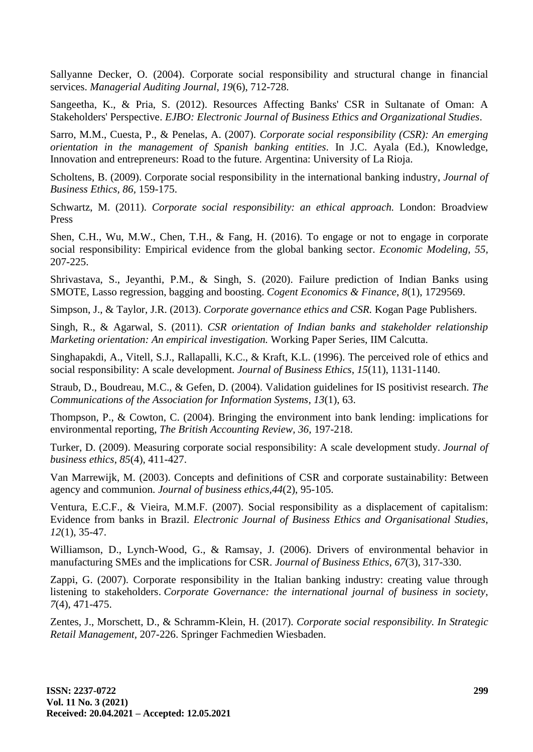Sallyanne Decker, O. (2004). Corporate social responsibility and structural change in financial services. *Managerial Auditing Journal*, *19*(6), 712-728.

Sangeetha, K., & Pria, S. (2012). Resources Affecting Banks' CSR in Sultanate of Oman: A Stakeholders' Perspective. *EJBO: Electronic Journal of Business Ethics and Organizational Studies*.

Sarro, M.M., Cuesta, P., & Penelas, A. (2007). *Corporate social responsibility (CSR): An emerging orientation in the management of Spanish banking entities*. In J.C. Ayala (Ed.), Knowledge, Innovation and entrepreneurs: Road to the future. Argentina: University of La Rioja.

Scholtens, B. (2009). Corporate social responsibility in the international banking industry, *Journal of Business Ethics, 86*, 159-175.

Schwartz, M. (2011). *Corporate social responsibility: an ethical approach.* London: Broadview Press

Shen, C.H., Wu, M.W., Chen, T.H., & Fang, H. (2016). To engage or not to engage in corporate social responsibility: Empirical evidence from the global banking sector. *Economic Modeling, 55*, 207-225.

Shrivastava, S., Jeyanthi, P.M., & Singh, S. (2020). Failure prediction of Indian Banks using SMOTE, Lasso regression, bagging and boosting. *Cogent Economics & Finance*, *8*(1), 1729569.

Simpson, J., & Taylor, J.R. (2013). *Corporate governance ethics and CSR.* Kogan Page Publishers.

Singh, R., & Agarwal, S. (2011). *CSR orientation of Indian banks and stakeholder relationship Marketing orientation: An empirical investigation.* Working Paper Series, IIM Calcutta.

Singhapakdi, A., Vitell, S.J., Rallapalli, K.C., & Kraft, K.L. (1996). The perceived role of ethics and social responsibility: A scale development. *Journal of Business Ethics*, *15*(11), 1131-1140.

Straub, D., Boudreau, M.C., & Gefen, D. (2004). Validation guidelines for IS positivist research. *The Communications of the Association for Information Systems*, *13*(1), 63.

Thompson, P., & Cowton, C. (2004). Bringing the environment into bank lending: implications for environmental reporting, *The British Accounting Review, 36*, 197-218.

Turker, D. (2009). Measuring corporate social responsibility: A scale development study. *Journal of business ethics*, *85*(4), 411-427.

Van Marrewijk, M. (2003). Concepts and definitions of CSR and corporate sustainability: Between agency and communion. *Journal of business ethics*,*44*(2), 95-105.

Ventura, E.C.F., & Vieira, M.M.F. (2007). Social responsibility as a displacement of capitalism: Evidence from banks in Brazil. *Electronic Journal of Business Ethics and Organisational Studies*, *12*(1), 35-47.

Williamson, D., Lynch-Wood, G., & Ramsay, J. (2006). Drivers of environmental behavior in manufacturing SMEs and the implications for CSR. *Journal of Business Ethics*, *67*(3), 317-330.

Zappi, G. (2007). Corporate responsibility in the Italian banking industry: creating value through listening to stakeholders. *Corporate Governance: the international journal of business in society*, *7*(4), 471-475.

Zentes, J., Morschett, D., & Schramm-Klein, H. (2017). *Corporate social responsibility. In Strategic Retail Management*, 207-226. Springer Fachmedien Wiesbaden.

**Received: 20.04.2021 – Accepted: 12.05.2021**